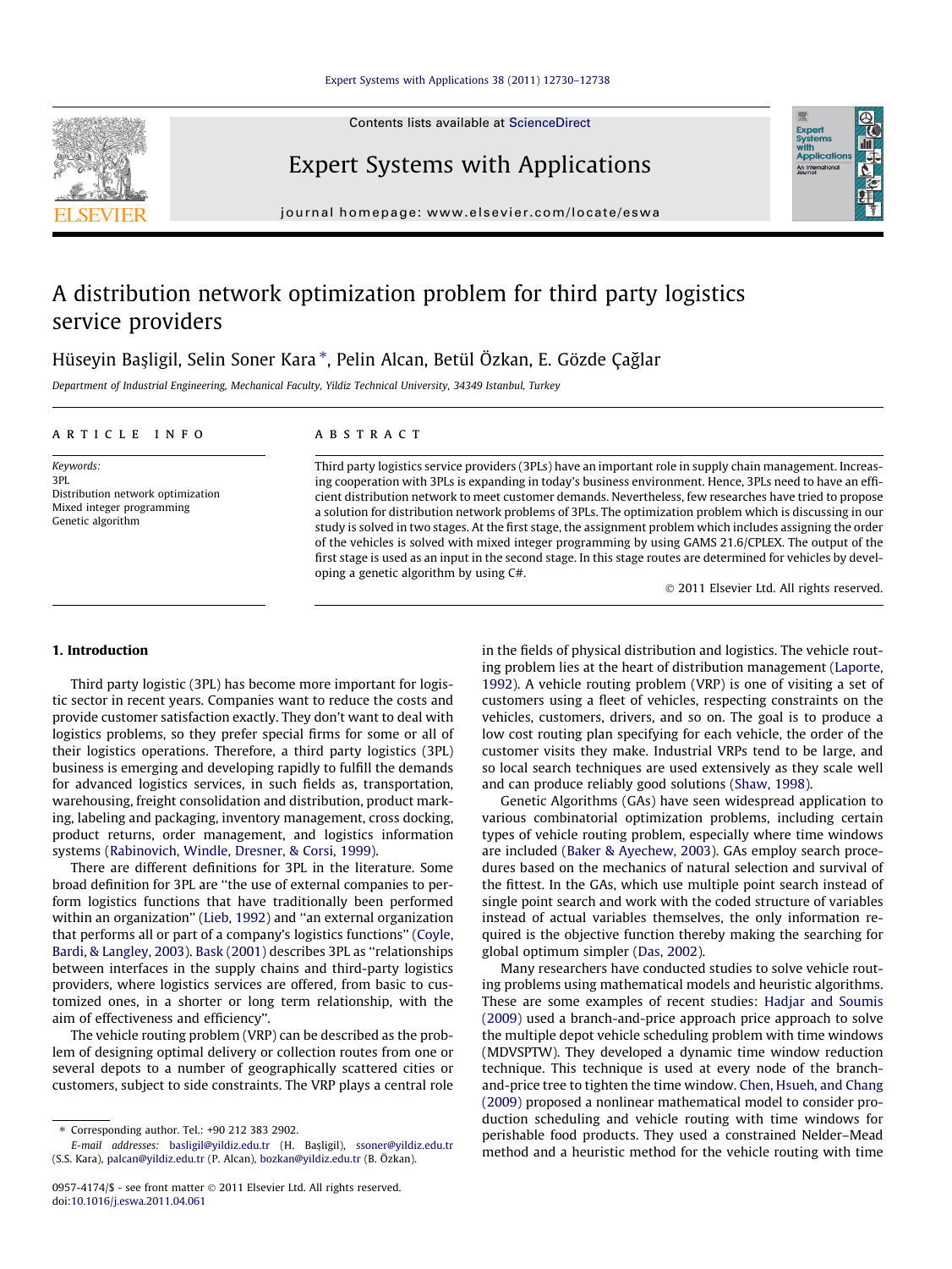# A distribution network optimization problem for third party logistics service providers

Hüseyin Başligil, Selin Soner Kara *, Pelin Alcan, Betül Özkan, E. Gözde Çağlar

*Department of Industrial Engineering, Mechanical Faculty, Yildiz Technical University, 34349 Istanbul, Turkey*

## ARTICLE INFO

*Keywords:*
3PL
Distribution network optimization
Mixed integer programming
Genetic algorithm

## ABSTRACT

Third party logistics service providers (3PLs) have an important role in supply chain management. Increasing cooperation with 3PLs is expanding in today's business environment. Hence, 3PLs need to have an efficient distribution network to meet customer demands. Nevertheless, few researches have tried to propose a solution for distribution network problems of 3PLs. The optimization problem which is discussing in our study is solved in two stages. At the first stage, the assignment problem which includes assigning the order of the vehicles is solved with mixed integer programming by using GAMS 21.6/CPLEX. The output of the first stage is used as an input in the second stage. In this stage routes are determined for vehicles by developing a genetic algorithm by using C#.

© 2011 Elsevier Ltd. All rights reserved.

## 1. Introduction

Third party logistic (3PL) has become more important for logistic sector in recent years. Companies want to reduce the costs and provide customer satisfaction exactly. They don't want to deal with logistics problems, so they prefer special firms for some or all of their logistics operations. Therefore, a third party logistics (3PL) business is emerging and developing rapidly to fulfill the demands for advanced logistics services, in such fields as, transportation, warehousing, freight consolidation and distribution, product marking, labeling and packaging, inventory management, cross docking, product returns, order management, and logistics information systems (Rabinovich, Windle, Dresner, & Corsi, 1999).

There are different definitions for 3PL in the literature. Some broad definition for 3PL are "the use of external companies to perform logistics functions that have traditionally been performed within an organization" (Lieb, 1992) and "an external organization that performs all or part of a company's logistics functions" (Coyle, Bardi, & Langley, 2003). Bask (2001) describes 3PL as "relationships between interfaces in the supply chains and third-party logistics providers, where logistics services are offered, from basic to customized ones, in a shorter or long term relationship, with the aim of effectiveness and efficiency".

The vehicle routing problem (VRP) can be described as the problem of designing optimal delivery or collection routes from one or several depots to a number of geographically scattered cities or customers, subject to side constraints. The VRP plays a central role in the fields of physical distribution and logistics. The vehicle routing problem lies at the heart of distribution management (Laporte, 1992). A vehicle routing problem (VRP) is one of visiting a set of customers using a fleet of vehicles, respecting constraints on the vehicles, customers, drivers, and so on. The goal is to produce a low cost routing plan specifying for each vehicle, the order of the customer visits they make. Industrial VRPs tend to be large, and so local search techniques are used extensively as they scale well and can produce reliably good solutions (Shaw, 1998).

Genetic Algorithms (GAs) have seen widespread application to various combinatorial optimization problems, including certain types of vehicle routing problem, especially where time windows are included (Baker & Ayechew, 2003). GAs employ search procedures based on the mechanics of natural selection and survival of the fittest. In the GAs, which use multiple point search instead of single point search and work with the coded structure of variables instead of actual variables themselves, the only information required is the objective function thereby making the searching for global optimum simpler (Das, 2002).

Many researchers have conducted studies to solve vehicle routing problems using mathematical models and heuristic algorithms. These are some examples of recent studies: Hadjar and Soumis (2009) used a branch-and-price approach price approach to solve the multiple depot vehicle scheduling problem with time windows (MDVSPTW). They developed a dynamic time window reduction technique. This technique is used at every node of the branch-and-price tree to tighten the time window. Chen, Hsueh, and Chang (2009) proposed a nonlinear mathematical model to consider production scheduling and vehicle routing with time windows for perishable food products. They used a constrained Nelder–Mead method and a heuristic method for the vehicle routing with time

---

* Corresponding author. Tel.: +90 212 383 2902.
E-mail addresses: basligil@yildiz.edu.tr (H. Başligil), ssoner@yildiz.edu.tr (S.S. Kara), palcan@yildiz.edu.tr (P. Alcan), bozkan@yildiz.edu.tr (B. Özkan).

0957-4174/$ - see front matter © 2011 Elsevier Ltd. All rights reserved.
doi:10.1016/j.eswa.2011.04.061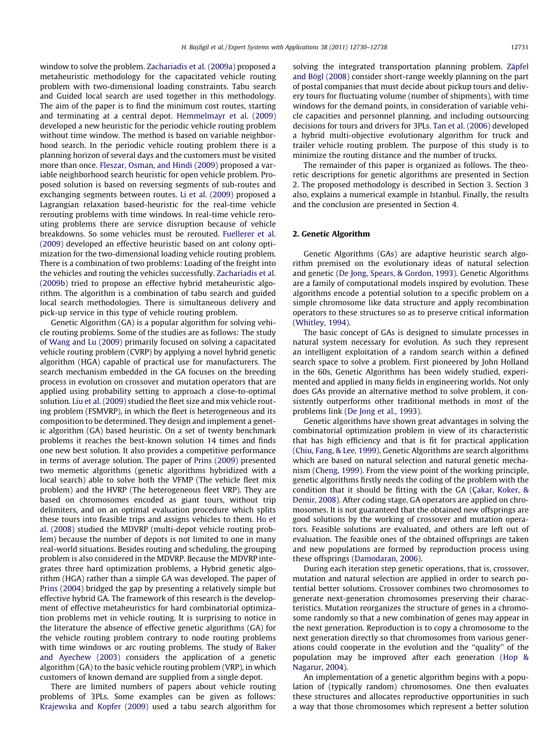window to solve the problem. Zachariadis et al. (2009a) proposed a metaheuristic methodology for the capacitated vehicle routing problem with two-dimensional loading constraints. Tabu search and Guided local search are used together in this methodology. The aim of the paper is to find the minimum cost routes, starting and terminating at a central depot. Hemmelmayr et al. (2009) developed a new heuristic for the periodic vehicle routing problem without time window. The method is based on variable neighborhood search. In the periodic vehicle routing problem there is a planning horizon of several days and the customers must be visited more than once. Fleszar, Osman, and Hindi (2009) proposed a variable neighborhood search heuristic for open vehicle problem. Proposed solution is based on reversing segments of sub-routes and exchanging segments between routes. Li et al. (2009) proposed a Lagrangian relaxation based-heuristic for the real-time vehicle rerouting problems with time windows. In real-time vehicle rerouting problems there are service disruption because of vehicle breakdowns. So some vehicles must be rerouted. Fuellerer et al. (2009) developed an effective heuristic based on ant colony optimization for the two-dimensional loading vehicle routing problem. There is a combination of two problems: Loading of the freight into the vehicles and routing the vehicles successfully. Zachariadis et al. (2009b) tried to propose an effective hybrid metaheuristic algorithm. The algorithm is a combination of tabu search and guided local search methodologies. There is simultaneous delivery and pick-up service in this type of vehicle routing problem.

Genetic Algorithm (GA) is a popular algorithm for solving vehicle routing problems. Some of the studies are as follows: The study of Wang and Lu (2009) primarily focused on solving a capacitated vehicle routing problem (CVRP) by applying a novel hybrid genetic algorithm (HGA) capable of practical use for manufacturers. The search mechanism embedded in the GA focuses on the breeding process in evolution on crossover and mutation operators that are applied using probability setting to approach a close-to-optimal solution. Liu et al. (2009) studied the fleet size and mix vehicle routing problem (FSMVRP), in which the fleet is heterogeneous and its composition to be determined. They design and implement a genetic algorithm (GA) based heuristic. On a set of twenty benchmark problems it reaches the best-known solution 14 times and finds one new best solution. It also provides a competitive performance in terms of average solution. The paper of Prins (2009) presented two memetic algorithms (genetic algorithms hybridized with a local search) able to solve both the VFMP (The vehicle fleet mix problem) and the HVRP (The heterogeneous fleet VRP). They are based on chromosomes encoded as giant tours, without trip delimiters, and on an optimal evaluation procedure which splits these tours into feasible trips and assigns vehicles to them. Ho et al. (2008) studied the MDVRP (multi-depot vehicle routing problem) because the number of depots is not limited to one in many real-world situations. Besides routing and scheduling, the grouping problem is also considered in the MDVRP. Because the MDVRP integrates three hard optimization problems, a Hybrid genetic algorithm (HGA) rather than a simple GA was developed. The paper of Prins (2004) bridged the gap by presenting a relatively simple but effective hybrid GA. The framework of this research is the development of effective metaheuristics for hard combinatorial optimization problems met in vehicle routing. It is surprising to notice in the literature the absence of effective genetic algorithms (GA) for the vehicle routing problem contrary to node routing problems with time windows or arc routing problems. The study of Baker and Ayechew (2003) considers the application of a genetic algorithm (GA) to the basic vehicle routing problem (VRP), in which customers of known demand are supplied from a single depot.

There are limited numbers of papers about vehicle routing problems of 3PLs. Some examples can be given as follows: Krajewska and Kopfer (2009) used a tabu search algorithm for solving the integrated transportation planning problem. Zäpfel and Bögl (2008) consider short-range weekly planning on the part of postal companies that must decide about pickup tours and delivery tours for fluctuating volume (number of shipments), with time windows for the demand points, in consideration of variable vehicle capacities and personnel planning, and including outsourcing decisions for tours and drivers for 3PLs. Tan et al. (2006) developed a hybrid multi-objective evolutionary algorithm for truck and trailer vehicle routing problem. The purpose of this study is to minimize the routing distance and the number of trucks.

The remainder of this paper is organized as follows. The theoretic descriptions for genetic algorithms are presented in Section 2. The proposed methodology is described in Section 3. Section 3 also, explains a numerical example in Istanbul. Finally, the results and the conclusion are presented in Section 4.

## 2. Genetic Algorithm

Genetic Algorithms (GAs) are adaptive heuristic search algorithm premised on the evolutionary ideas of natural selection and genetic (De Jong, Spears, & Gordon, 1993). Genetic Algorithms are a family of computational models inspired by evolution. These algorithms encode a potential solution to a specific problem on a simple chromosome like data structure and apply recombination operators to these structures so as to preserve critical information (Whitley, 1994).

The basic concept of GAs is designed to simulate processes in natural system necessary for evolution. As such they represent an intelligent exploitation of a random search within a defined search space to solve a problem. First pioneered by John Holland in the 60s, Genetic Algorithms has been widely studied, experimented and applied in many fields in engineering worlds. Not only does GAs provide an alternative method to solve problem, it consistently outperforms other traditional methods in most of the problems link (De Jong et al., 1993).

Genetic algorithms have shown great advantages in solving the combinatorial optimization problem in view of its characteristic that has high efficiency and that is fit for practical application (Chiu, Fang, & Lee, 1999). Genetic Algorithms are search algorithms which are based on natural selection and natural genetic mechanism (Cheng, 1999). From the view point of the working principle, genetic algorithms firstly needs the coding of the problem with the condition that it should be fitting with the GA (Çakar, Koker, & Demir, 2008). After coding stage, GA operators are applied on chromosomes. It is not guaranteed that the obtained new offsprings are good solutions by the working of crossover and mutation operators. Feasible solutions are evaluated, and others are left out of evaluation. The feasible ones of the obtained offsprings are taken and new populations are formed by reproduction process using these offsprings (Damodaran, 2006).

During each iteration step genetic operations, that is, crossover, mutation and natural selection are applied in order to search potential better solutions. Crossover combines two chromosomes to generate next-generation chromosomes preserving their characteristics. Mutation reorganizes the structure of genes in a chromosome randomly so that a new combination of genes may appear in the next generation. Reproduction is to copy a chromosome to the next generation directly so that chromosomes from various generations could cooperate in the evolution and the "quality" of the population may be improved after each generation (Hop & Nagarur, 2004).

An implementation of a genetic algorithm begins with a population of (typically random) chromosomes. One then evaluates these structures and allocates reproductive opportunities in such a way that those chromosomes which represent a better solution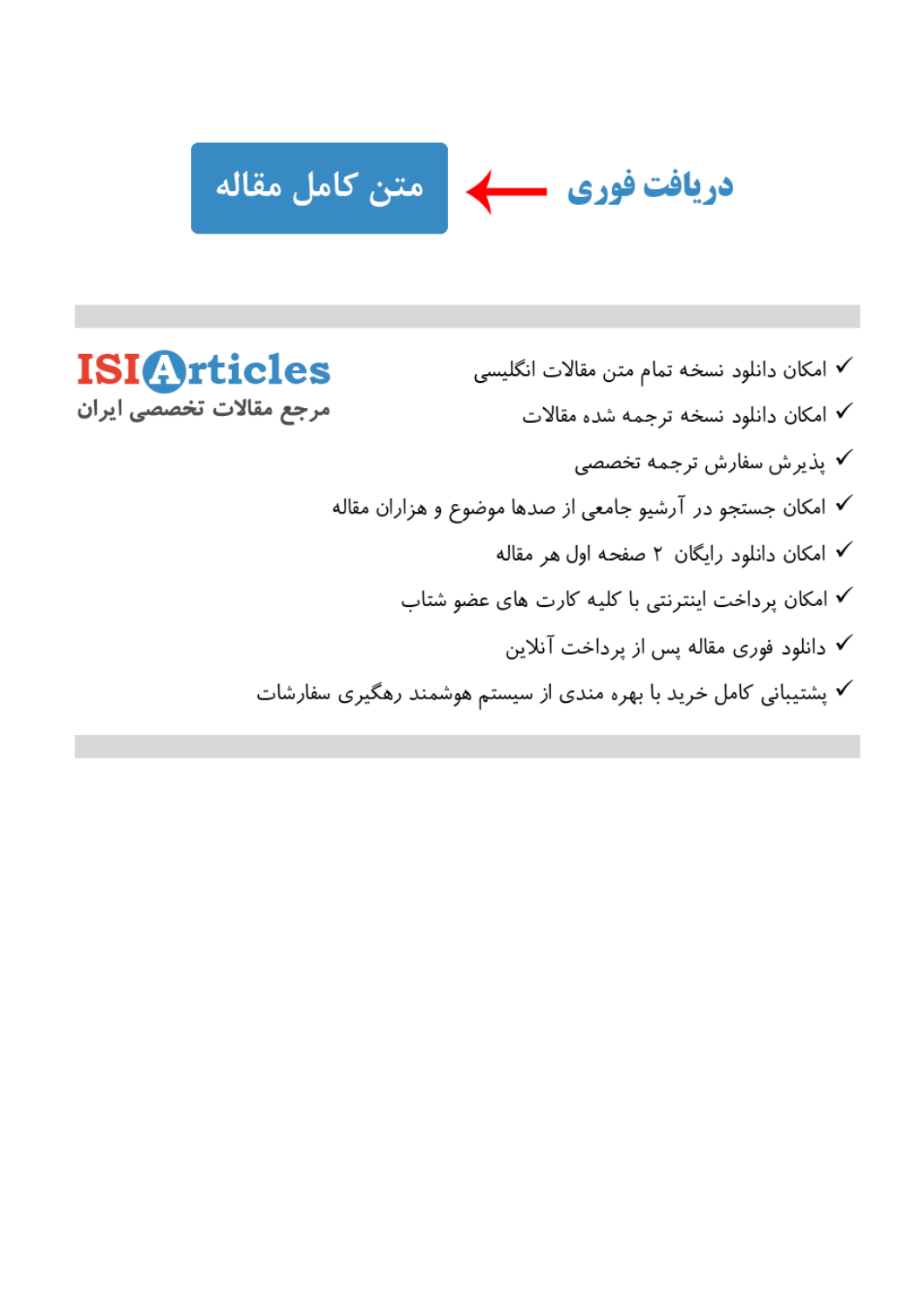دریافت فوری ← متن کامل مقاله

**ISIArticles**
مرجع مقالات تخصصی ایران

- ✓ امکان دانلود نسخه تمام متن مقالات انگلیسی
- ✓ امکان دانلود نسخه ترجمه شده مقالات
- ✓ پذیرش سفارش ترجمه تخصصی
- ✓ امکان جستجو در آرشیو جامعی از صدها موضوع و هزاران مقاله
- ✓ امکان دانلود رایگان ۲ صفحه اول هر مقاله
- ✓ امکان پرداخت اینترنتی با کلیه کارت های عضو شتاب
- ✓ دانلود فوری مقاله پس از پرداخت آنلاین
- ✓ پشتیبانی کامل خرید با بهره مندی از سیستم هوشمند رهگیری سفارشات